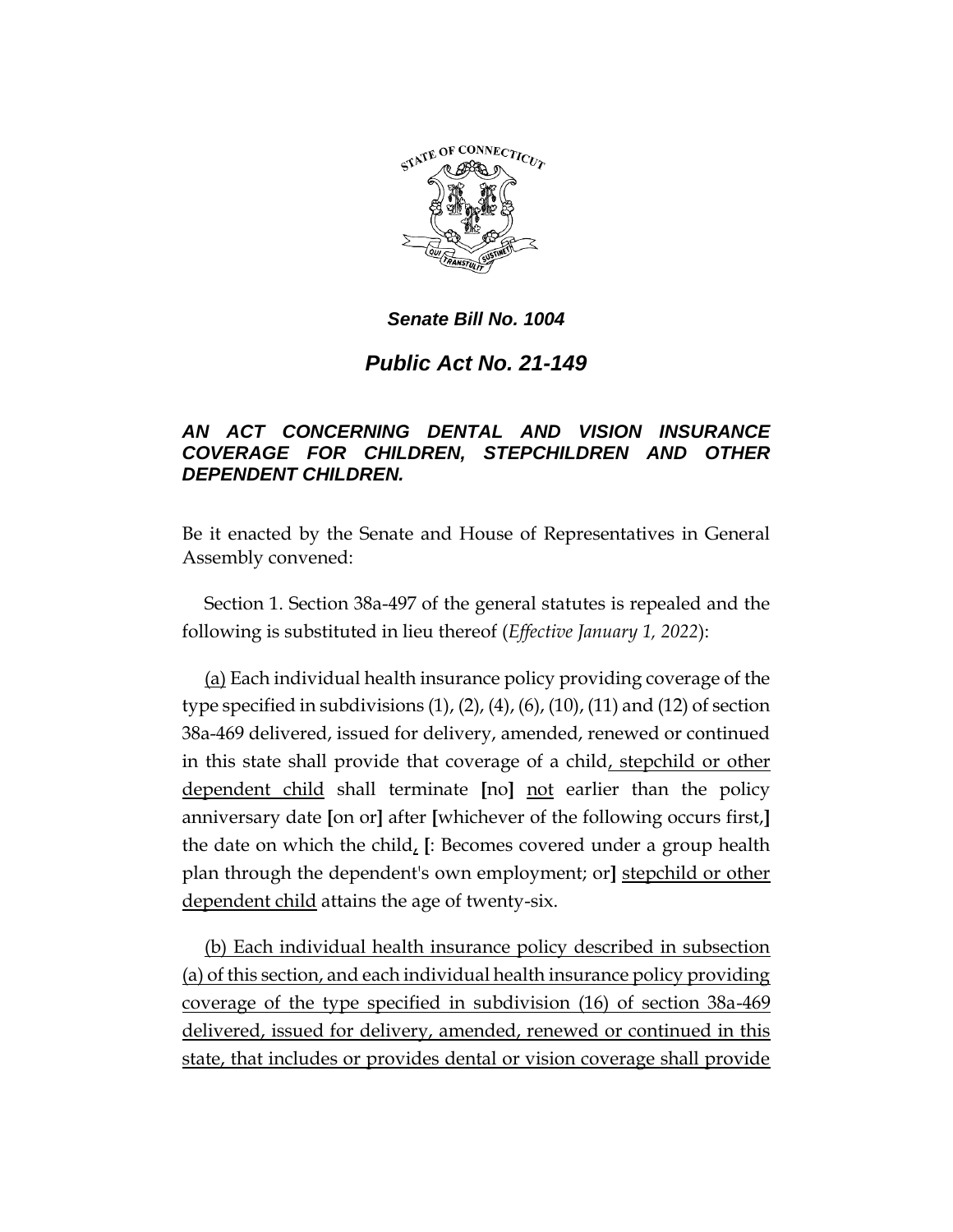# *Senate Bill No. 1004*

## *Public Act No. 21-149*

### *AN ACT CONCERNING DENTAL AND VISION INSURANCE COVERAGE FOR CHILDREN, STEPCHILDREN AND OTHER DEPENDENT CHILDREN.*

Be it enacted by the Senate and House of Representatives in General Assembly convened:

Section 1. Section 38a-497 of the general statutes is repealed and the following is substituted in lieu thereof (*Effective January 1, 2022*):

<u>(a)</u> Each individual health insurance policy providing coverage of the type specified in subdivisions (1), (2), (4), (6), (10), (11) and (12) of section 38a-469 delivered, issued for delivery, amended, renewed or continued in this state shall provide that coverage of a child<u>, stepchild or other dependent child</u> shall terminate **[**no**]** <u>not</u> earlier than the policy anniversary date **[**on or**]** after **[**whichever of the following occurs first,**]** the date on which the child<u>,</u> **[**: Becomes covered under a group health plan through the dependent's own employment; or**]** <u>stepchild or other dependent child</u> attains the age of twenty-six.

<u>(b) Each individual health insurance policy described in subsection (a) of this section, and each individual health insurance policy providing coverage of the type specified in subdivision (16) of section 38a-469 delivered, issued for delivery, amended, renewed or continued in this state, that includes or provides dental or vision coverage shall provide</u>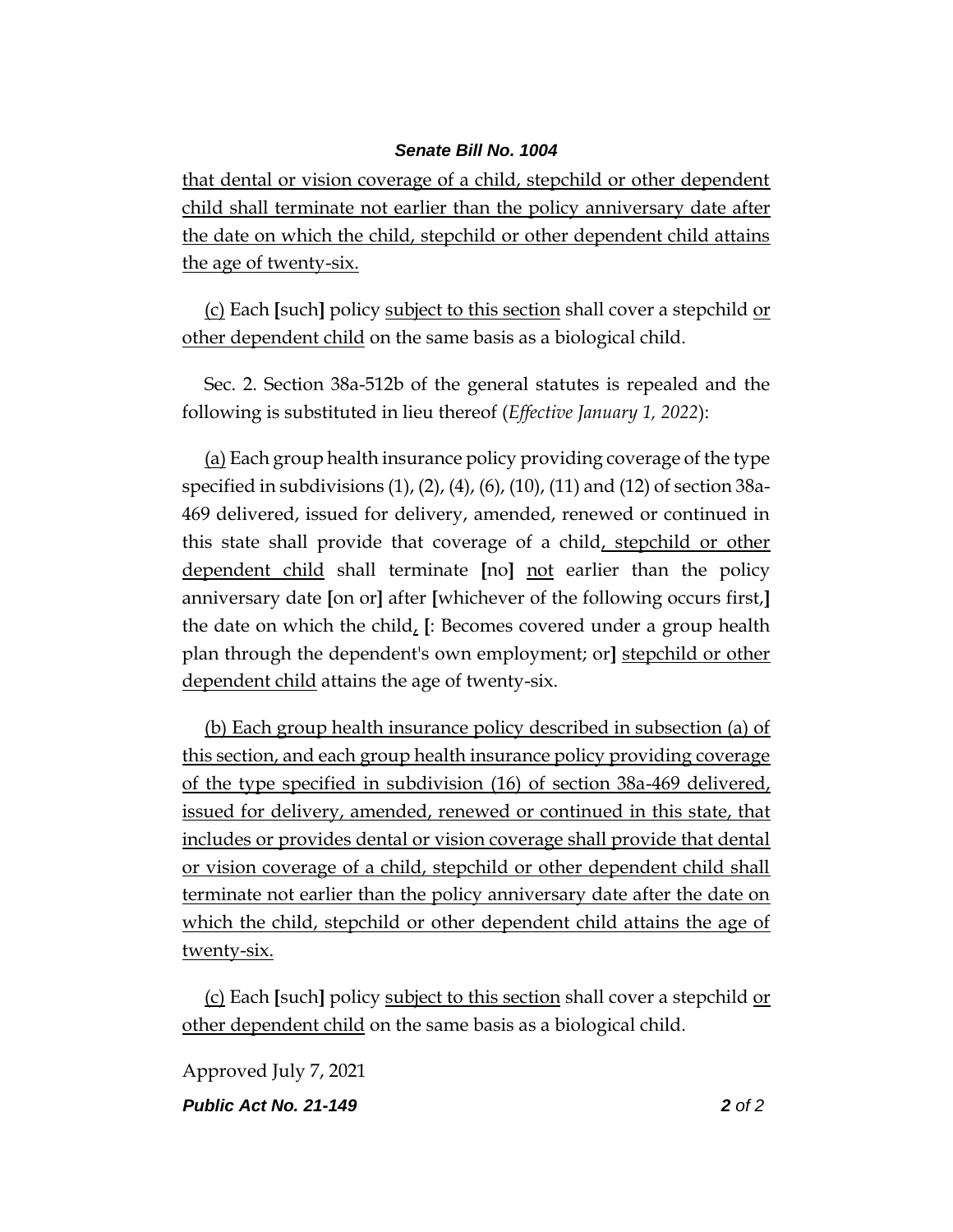that dental or vision coverage of a child, stepchild or other dependent child shall terminate not earlier than the policy anniversary date after the date on which the child, stepchild or other dependent child attains the age of twenty-six.

(c) Each [such] policy subject to this section shall cover a stepchild or other dependent child on the same basis as a biological child.

Sec. 2. Section 38a-512b of the general statutes is repealed and the following is substituted in lieu thereof (*Effective January 1, 2022*):

(a) Each group health insurance policy providing coverage of the type specified in subdivisions (1), (2), (4), (6), (10), (11) and (12) of section 38a-469 delivered, issued for delivery, amended, renewed or continued in this state shall provide that coverage of a child, stepchild or other dependent child shall terminate [no] not earlier than the policy anniversary date [on or] after [whichever of the following occurs first,] the date on which the child, [: Becomes covered under a group health plan through the dependent's own employment; or] stepchild or other dependent child attains the age of twenty-six.

(b) Each group health insurance policy described in subsection (a) of this section, and each group health insurance policy providing coverage of the type specified in subdivision (16) of section 38a-469 delivered, issued for delivery, amended, renewed or continued in this state, that includes or provides dental or vision coverage shall provide that dental or vision coverage of a child, stepchild or other dependent child shall terminate not earlier than the policy anniversary date after the date on which the child, stepchild or other dependent child attains the age of twenty-six.

(c) Each [such] policy subject to this section shall cover a stepchild or other dependent child on the same basis as a biological child.

Approved July 7, 2021